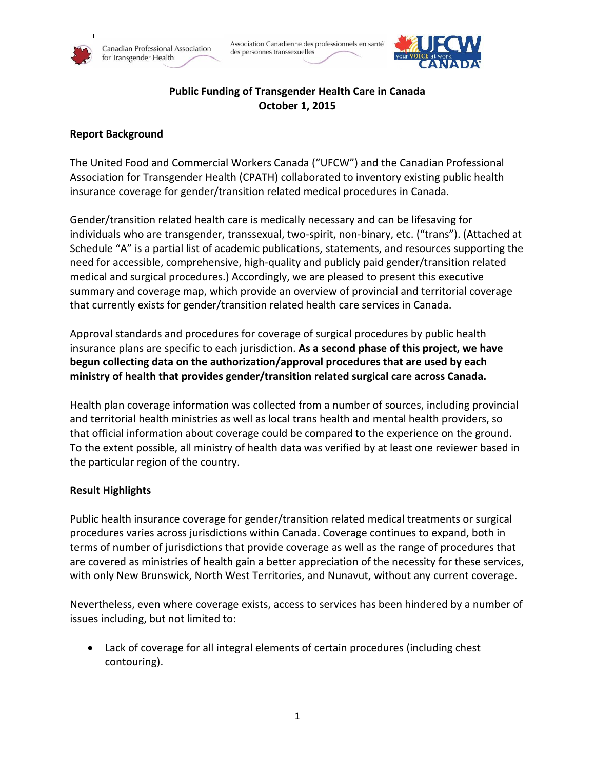Canadian Professional Association for Transgender Health

Association Canadienne des professionnels en santé des personnes transsexuelles

UFCW CANADA — your VOICE at work

# Public Funding of Transgender Health Care in Canada
**October 1, 2015**

## Report Background

The United Food and Commercial Workers Canada ("UFCW") and the Canadian Professional Association for Transgender Health (CPATH) collaborated to inventory existing public health insurance coverage for gender/transition related medical procedures in Canada.

Gender/transition related health care is medically necessary and can be lifesaving for individuals who are transgender, transsexual, two-spirit, non-binary, etc. ("trans"). (Attached at Schedule "A" is a partial list of academic publications, statements, and resources supporting the need for accessible, comprehensive, high-quality and publicly paid gender/transition related medical and surgical procedures.) Accordingly, we are pleased to present this executive summary and coverage map, which provide an overview of provincial and territorial coverage that currently exists for gender/transition related health care services in Canada.

Approval standards and procedures for coverage of surgical procedures by public health insurance plans are specific to each jurisdiction. **As a second phase of this project, we have begun collecting data on the authorization/approval procedures that are used by each ministry of health that provides gender/transition related surgical care across Canada.**

Health plan coverage information was collected from a number of sources, including provincial and territorial health ministries as well as local trans health and mental health providers, so that official information about coverage could be compared to the experience on the ground. To the extent possible, all ministry of health data was verified by at least one reviewer based in the particular region of the country.

## Result Highlights

Public health insurance coverage for gender/transition related medical treatments or surgical procedures varies across jurisdictions within Canada. Coverage continues to expand, both in terms of number of jurisdictions that provide coverage as well as the range of procedures that are covered as ministries of health gain a better appreciation of the necessity for these services, with only New Brunswick, North West Territories, and Nunavut, without any current coverage.

Nevertheless, even where coverage exists, access to services has been hindered by a number of issues including, but not limited to:

- Lack of coverage for all integral elements of certain procedures (including chest contouring).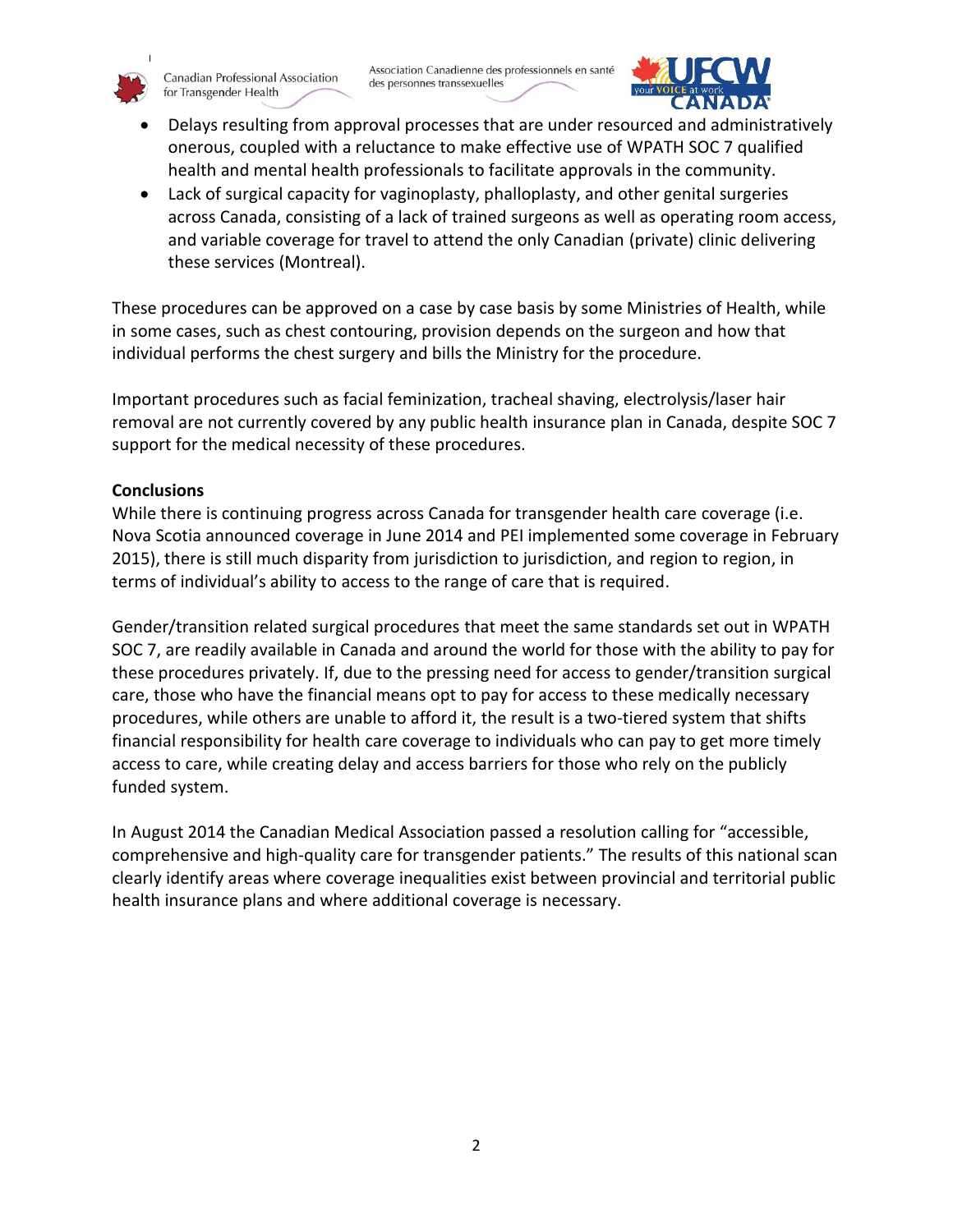- Delays resulting from approval processes that are under resourced and administratively onerous, coupled with a reluctance to make effective use of WPATH SOC 7 qualified health and mental health professionals to facilitate approvals in the community.
- Lack of surgical capacity for vaginoplasty, phalloplasty, and other genital surgeries across Canada, consisting of a lack of trained surgeons as well as operating room access, and variable coverage for travel to attend the only Canadian (private) clinic delivering these services (Montreal).

These procedures can be approved on a case by case basis by some Ministries of Health, while in some cases, such as chest contouring, provision depends on the surgeon and how that individual performs the chest surgery and bills the Ministry for the procedure.

Important procedures such as facial feminization, tracheal shaving, electrolysis/laser hair removal are not currently covered by any public health insurance plan in Canada, despite SOC 7 support for the medical necessity of these procedures.

**Conclusions**

While there is continuing progress across Canada for transgender health care coverage (i.e. Nova Scotia announced coverage in June 2014 and PEI implemented some coverage in February 2015), there is still much disparity from jurisdiction to jurisdiction, and region to region, in terms of individual's ability to access to the range of care that is required.

Gender/transition related surgical procedures that meet the same standards set out in WPATH SOC 7, are readily available in Canada and around the world for those with the ability to pay for these procedures privately. If, due to the pressing need for access to gender/transition surgical care, those who have the financial means opt to pay for access to these medically necessary procedures, while others are unable to afford it, the result is a two-tiered system that shifts financial responsibility for health care coverage to individuals who can pay to get more timely access to care, while creating delay and access barriers for those who rely on the publicly funded system.

In August 2014 the Canadian Medical Association passed a resolution calling for "accessible, comprehensive and high-quality care for transgender patients." The results of this national scan clearly identify areas where coverage inequalities exist between provincial and territorial public health insurance plans and where additional coverage is necessary.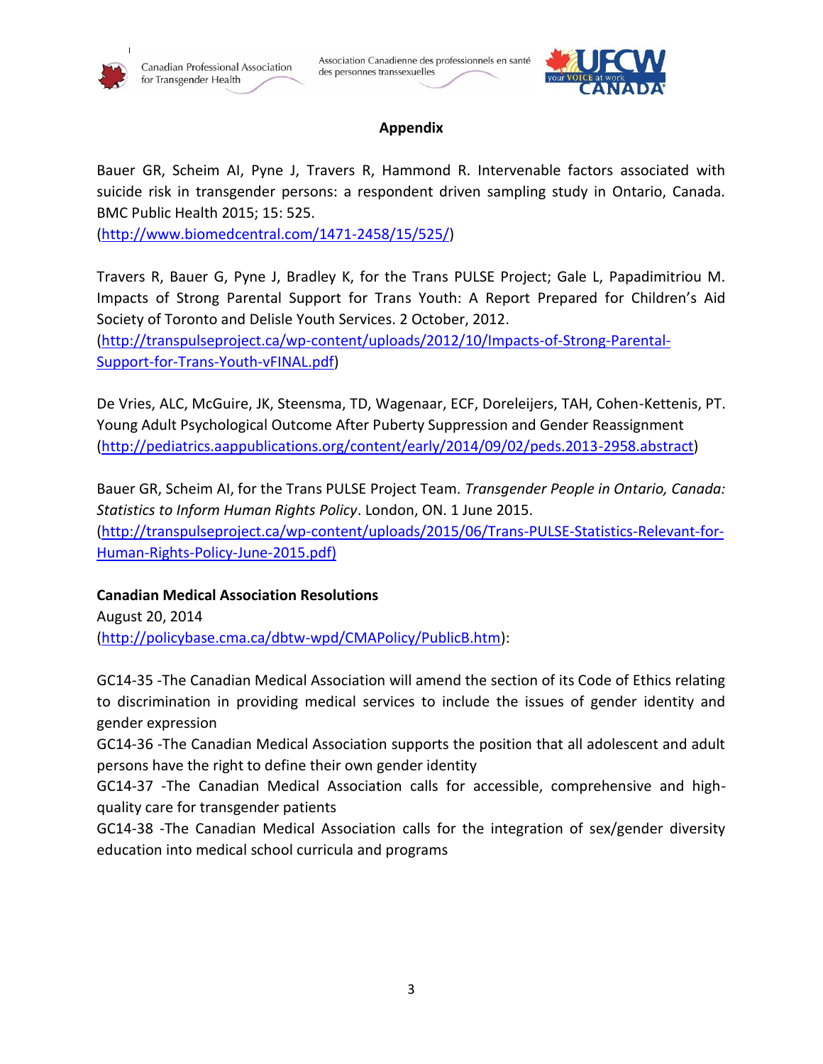## Appendix

Bauer GR, Scheim AI, Pyne J, Travers R, Hammond R. Intervenable factors associated with suicide risk in transgender persons: a respondent driven sampling study in Ontario, Canada. BMC Public Health 2015; 15: 525.
(http://www.biomedcentral.com/1471-2458/15/525/)

Travers R, Bauer G, Pyne J, Bradley K, for the Trans PULSE Project; Gale L, Papadimitriou M. Impacts of Strong Parental Support for Trans Youth: A Report Prepared for Children's Aid Society of Toronto and Delisle Youth Services. 2 October, 2012.
(http://transpulseproject.ca/wp-content/uploads/2012/10/Impacts-of-Strong-Parental-Support-for-Trans-Youth-vFINAL.pdf)

De Vries, ALC, McGuire, JK, Steensma, TD, Wagenaar, ECF, Doreleijers, TAH, Cohen-Kettenis, PT. Young Adult Psychological Outcome After Puberty Suppression and Gender Reassignment (http://pediatrics.aappublications.org/content/early/2014/09/02/peds.2013-2958.abstract)

Bauer GR, Scheim AI, for the Trans PULSE Project Team. *Transgender People in Ontario, Canada: Statistics to Inform Human Rights Policy*. London, ON. 1 June 2015.
(http://transpulseproject.ca/wp-content/uploads/2015/06/Trans-PULSE-Statistics-Relevant-for-Human-Rights-Policy-June-2015.pdf)

**Canadian Medical Association Resolutions**
August 20, 2014
(http://policybase.cma.ca/dbtw-wpd/CMAPolicy/PublicB.htm):

GC14-35 -The Canadian Medical Association will amend the section of its Code of Ethics relating to discrimination in providing medical services to include the issues of gender identity and gender expression
GC14-36 -The Canadian Medical Association supports the position that all adolescent and adult persons have the right to define their own gender identity
GC14-37 -The Canadian Medical Association calls for accessible, comprehensive and high-quality care for transgender patients
GC14-38 -The Canadian Medical Association calls for the integration of sex/gender diversity education into medical school curricula and programs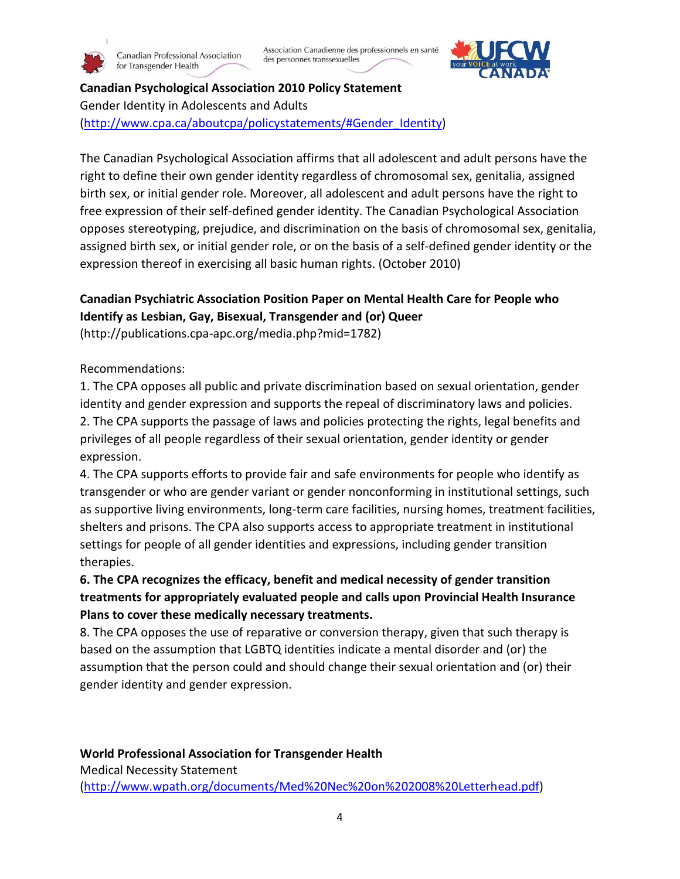**Canadian Psychological Association 2010 Policy Statement**
Gender Identity in Adolescents and Adults
(http://www.cpa.ca/aboutcpa/policystatements/#Gender_Identity)

The Canadian Psychological Association affirms that all adolescent and adult persons have the right to define their own gender identity regardless of chromosomal sex, genitalia, assigned birth sex, or initial gender role. Moreover, all adolescent and adult persons have the right to free expression of their self-defined gender identity. The Canadian Psychological Association opposes stereotyping, prejudice, and discrimination on the basis of chromosomal sex, genitalia, assigned birth sex, or initial gender role, or on the basis of a self-defined gender identity or the expression thereof in exercising all basic human rights. (October 2010)

**Canadian Psychiatric Association Position Paper on Mental Health Care for People who Identify as Lesbian, Gay, Bisexual, Transgender and (or) Queer**
(http://publications.cpa-apc.org/media.php?mid=1782)

Recommendations:
1. The CPA opposes all public and private discrimination based on sexual orientation, gender identity and gender expression and supports the repeal of discriminatory laws and policies.
2. The CPA supports the passage of laws and policies protecting the rights, legal benefits and privileges of all people regardless of their sexual orientation, gender identity or gender expression.
4. The CPA supports efforts to provide fair and safe environments for people who identify as transgender or who are gender variant or gender nonconforming in institutional settings, such as supportive living environments, long-term care facilities, nursing homes, treatment facilities, shelters and prisons. The CPA also supports access to appropriate treatment in institutional settings for people of all gender identities and expressions, including gender transition therapies.
**6. The CPA recognizes the efficacy, benefit and medical necessity of gender transition treatments for appropriately evaluated people and calls upon Provincial Health Insurance Plans to cover these medically necessary treatments.**
8. The CPA opposes the use of reparative or conversion therapy, given that such therapy is based on the assumption that LGBTQ identities indicate a mental disorder and (or) the assumption that the person could and should change their sexual orientation and (or) their gender identity and gender expression.

**World Professional Association for Transgender Health**
Medical Necessity Statement
(http://www.wpath.org/documents/Med%20Nec%20on%202008%20Letterhead.pdf)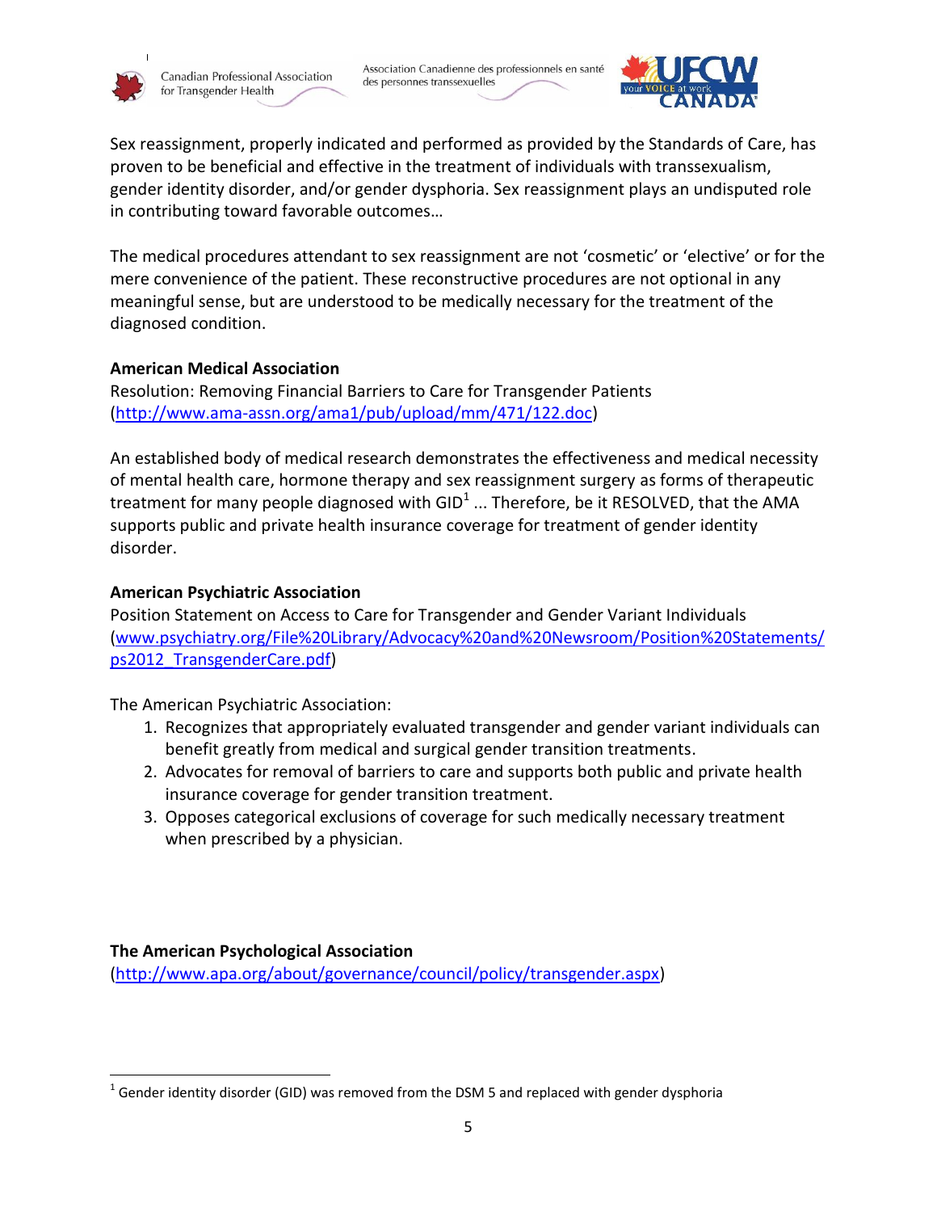Sex reassignment, properly indicated and performed as provided by the Standards of Care, has proven to be beneficial and effective in the treatment of individuals with transsexualism, gender identity disorder, and/or gender dysphoria. Sex reassignment plays an undisputed role in contributing toward favorable outcomes…

The medical procedures attendant to sex reassignment are not 'cosmetic' or 'elective' or for the mere convenience of the patient. These reconstructive procedures are not optional in any meaningful sense, but are understood to be medically necessary for the treatment of the diagnosed condition.

**American Medical Association**
Resolution: Removing Financial Barriers to Care for Transgender Patients (http://www.ama-assn.org/ama1/pub/upload/mm/471/122.doc)

An established body of medical research demonstrates the effectiveness and medical necessity of mental health care, hormone therapy and sex reassignment surgery as forms of therapeutic treatment for many people diagnosed with GID[1] ... Therefore, be it RESOLVED, that the AMA supports public and private health insurance coverage for treatment of gender identity disorder.

**American Psychiatric Association**
Position Statement on Access to Care for Transgender and Gender Variant Individuals (www.psychiatry.org/File%20Library/Advocacy%20and%20Newsroom/Position%20Statements/ps2012_TransgenderCare.pdf)

The American Psychiatric Association:

1. Recognizes that appropriately evaluated transgender and gender variant individuals can benefit greatly from medical and surgical gender transition treatments.
2. Advocates for removal of barriers to care and supports both public and private health insurance coverage for gender transition treatment.
3. Opposes categorical exclusions of coverage for such medically necessary treatment when prescribed by a physician.

**The American Psychological Association**
(http://www.apa.org/about/governance/council/policy/transgender.aspx)

[1] Gender identity disorder (GID) was removed from the DSM 5 and replaced with gender dysphoria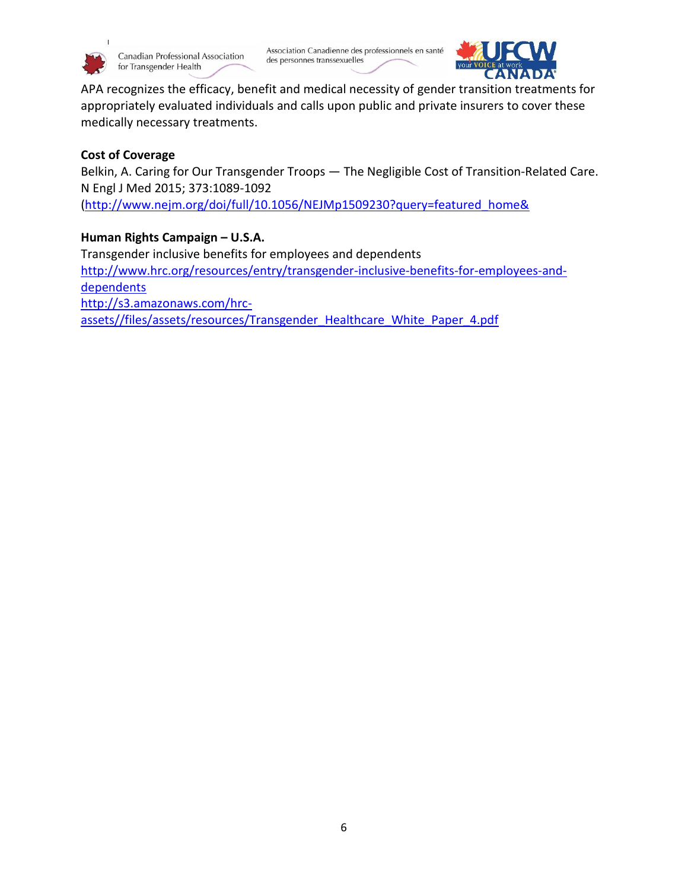APA recognizes the efficacy, benefit and medical necessity of gender transition treatments for appropriately evaluated individuals and calls upon public and private insurers to cover these medically necessary treatments.

**Cost of Coverage**

Belkin, A. Caring for Our Transgender Troops — The Negligible Cost of Transition-Related Care. N Engl J Med 2015; 373:1089-1092 (http://www.nejm.org/doi/full/10.1056/NEJMp1509230?query=featured_home&

**Human Rights Campaign – U.S.A.**

Transgender inclusive benefits for employees and dependents

http://www.hrc.org/resources/entry/transgender-inclusive-benefits-for-employees-and-dependents

http://s3.amazonaws.com/hrc-assets//files/assets/resources/Transgender_Healthcare_White_Paper_4.pdf